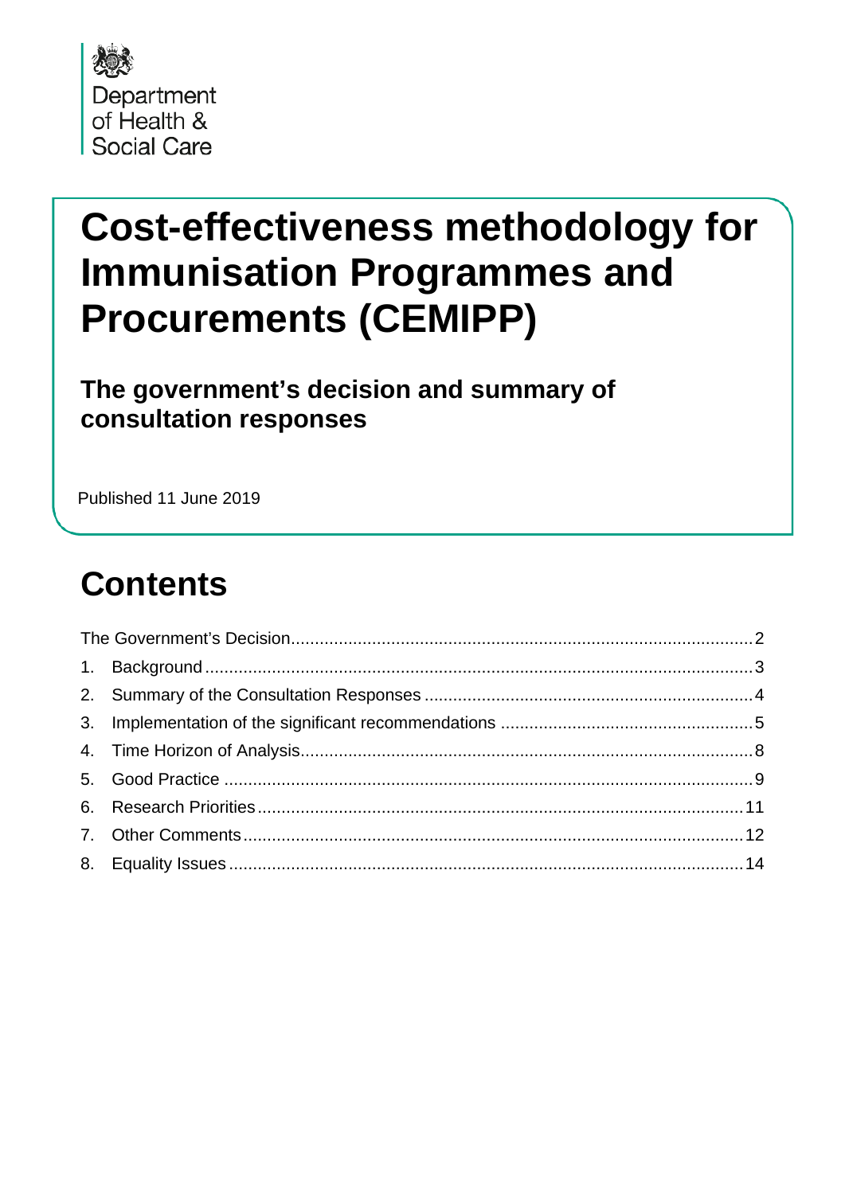Department of Health & Social Care

# Cost-effectiveness methodology for Immunisation Programmes and Procurements (CEMIPP)

## The government's decision and summary of consultation responses

Published 11 June 2019

# Contents

The Government's Decision ........ 2

1. Background ........ 3
2. Summary of the Consultation Responses ........ 4
3. Implementation of the significant recommendations ........ 5
4. Time Horizon of Analysis ........ 8
5. Good Practice ........ 9
6. Research Priorities ........ 11
7. Other Comments ........ 12
8. Equality Issues ........ 14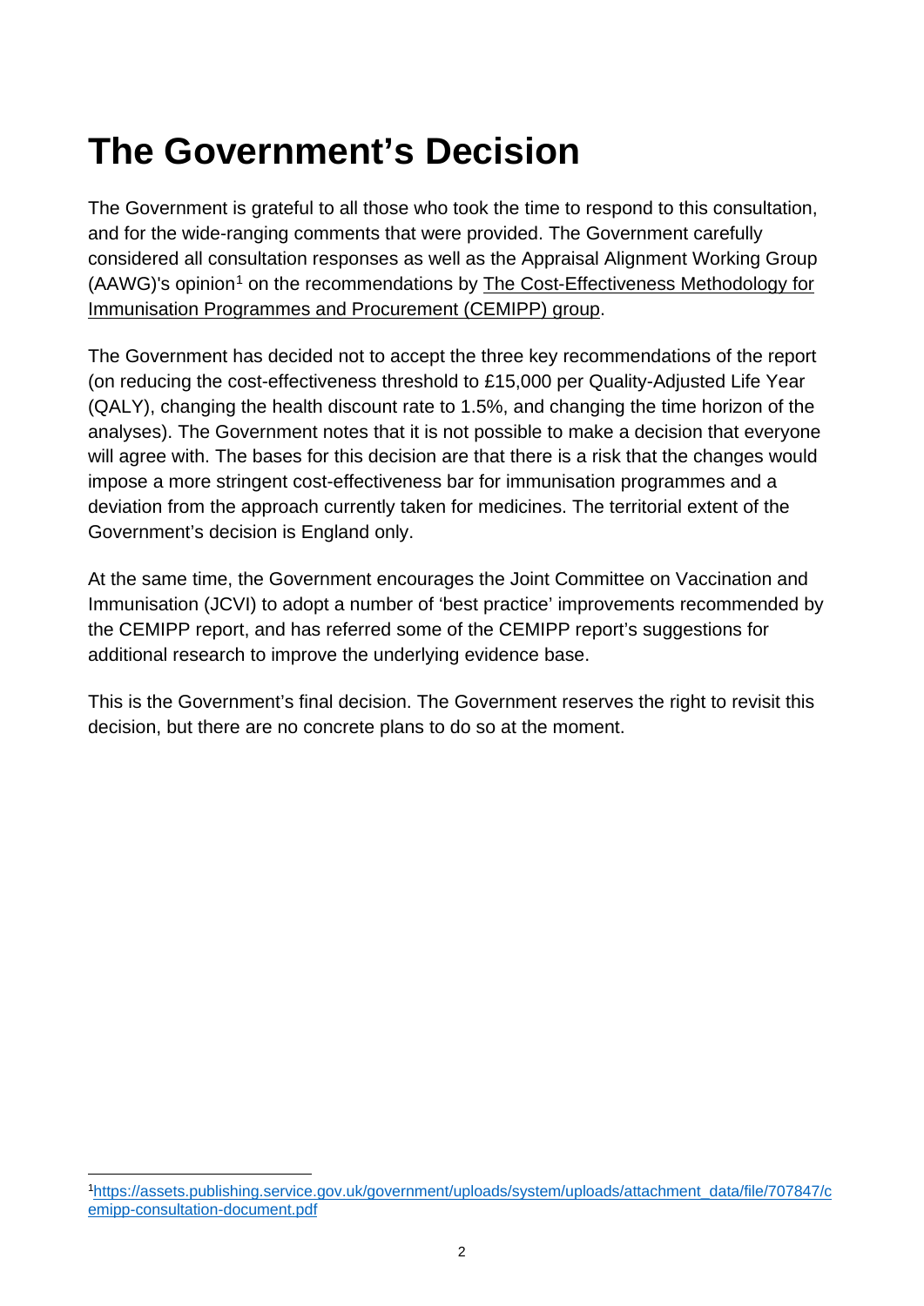# The Government's Decision

The Government is grateful to all those who took the time to respond to this consultation, and for the wide-ranging comments that were provided. The Government carefully considered all consultation responses as well as the Appraisal Alignment Working Group (AAWG)'s opinion[1] on the recommendations by The Cost-Effectiveness Methodology for Immunisation Programmes and Procurement (CEMIPP) group.

The Government has decided not to accept the three key recommendations of the report (on reducing the cost-effectiveness threshold to £15,000 per Quality-Adjusted Life Year (QALY), changing the health discount rate to 1.5%, and changing the time horizon of the analyses). The Government notes that it is not possible to make a decision that everyone will agree with. The bases for this decision are that there is a risk that the changes would impose a more stringent cost-effectiveness bar for immunisation programmes and a deviation from the approach currently taken for medicines. The territorial extent of the Government's decision is England only.

At the same time, the Government encourages the Joint Committee on Vaccination and Immunisation (JCVI) to adopt a number of 'best practice' improvements recommended by the CEMIPP report, and has referred some of the CEMIPP report's suggestions for additional research to improve the underlying evidence base.

This is the Government's final decision. The Government reserves the right to revisit this decision, but there are no concrete plans to do so at the moment.

---

[1] https://assets.publishing.service.gov.uk/government/uploads/system/uploads/attachment_data/file/707847/cemipp-consultation-document.pdf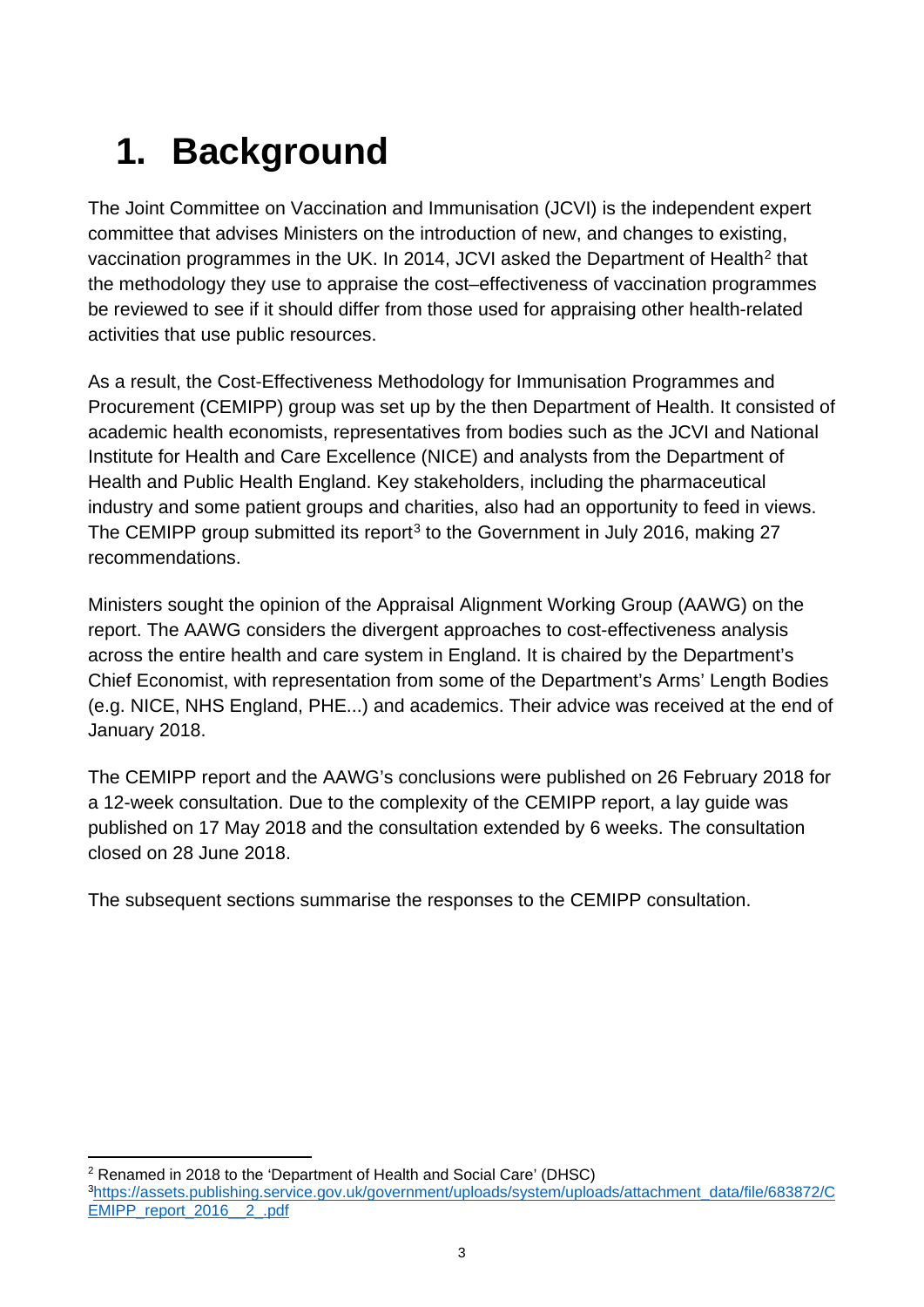# 1. Background

The Joint Committee on Vaccination and Immunisation (JCVI) is the independent expert committee that advises Ministers on the introduction of new, and changes to existing, vaccination programmes in the UK. In 2014, JCVI asked the Department of Health[2] that the methodology they use to appraise the cost–effectiveness of vaccination programmes be reviewed to see if it should differ from those used for appraising other health-related activities that use public resources.

As a result, the Cost-Effectiveness Methodology for Immunisation Programmes and Procurement (CEMIPP) group was set up by the then Department of Health. It consisted of academic health economists, representatives from bodies such as the JCVI and National Institute for Health and Care Excellence (NICE) and analysts from the Department of Health and Public Health England. Key stakeholders, including the pharmaceutical industry and some patient groups and charities, also had an opportunity to feed in views. The CEMIPP group submitted its report[3] to the Government in July 2016, making 27 recommendations.

Ministers sought the opinion of the Appraisal Alignment Working Group (AAWG) on the report. The AAWG considers the divergent approaches to cost-effectiveness analysis across the entire health and care system in England. It is chaired by the Department's Chief Economist, with representation from some of the Department's Arms' Length Bodies (e.g. NICE, NHS England, PHE...) and academics. Their advice was received at the end of January 2018.

The CEMIPP report and the AAWG's conclusions were published on 26 February 2018 for a 12-week consultation. Due to the complexity of the CEMIPP report, a lay guide was published on 17 May 2018 and the consultation extended by 6 weeks. The consultation closed on 28 June 2018.

The subsequent sections summarise the responses to the CEMIPP consultation.

---

[2] Renamed in 2018 to the 'Department of Health and Social Care' (DHSC)

[3] https://assets.publishing.service.gov.uk/government/uploads/system/uploads/attachment_data/file/683872/CEMIPP_report_2016__2_.pdf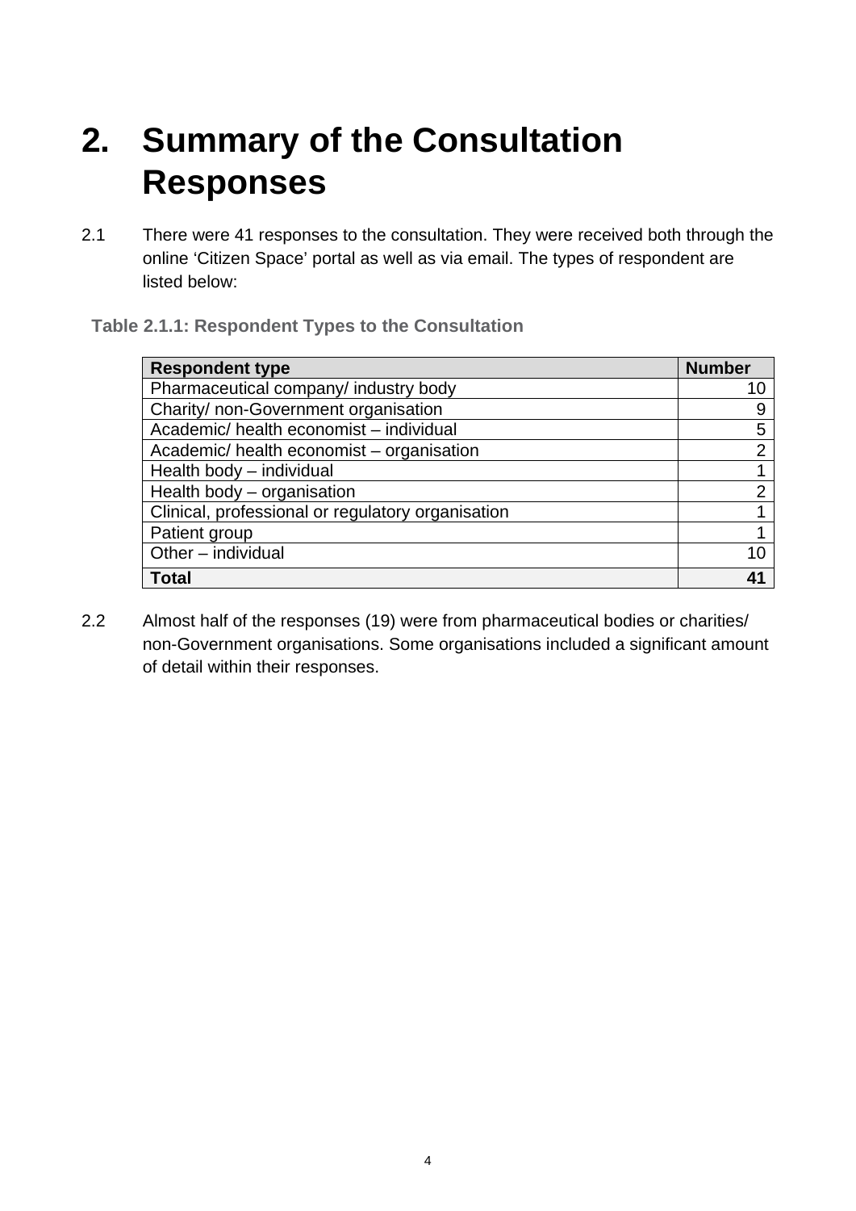# 2. Summary of the Consultation Responses

2.1 There were 41 responses to the consultation. They were received both through the online 'Citizen Space' portal as well as via email. The types of respondent are listed below:

**Table 2.1.1: Respondent Types to the Consultation**

| Respondent type | Number |
|---|---|
| Pharmaceutical company/ industry body | 10 |
| Charity/ non-Government organisation | 9 |
| Academic/ health economist – individual | 5 |
| Academic/ health economist – organisation | 2 |
| Health body – individual | 1 |
| Health body – organisation | 2 |
| Clinical, professional or regulatory organisation | 1 |
| Patient group | 1 |
| Other – individual | 10 |
| **Total** | **41** |

2.2 Almost half of the responses (19) were from pharmaceutical bodies or charities/ non-Government organisations. Some organisations included a significant amount of detail within their responses.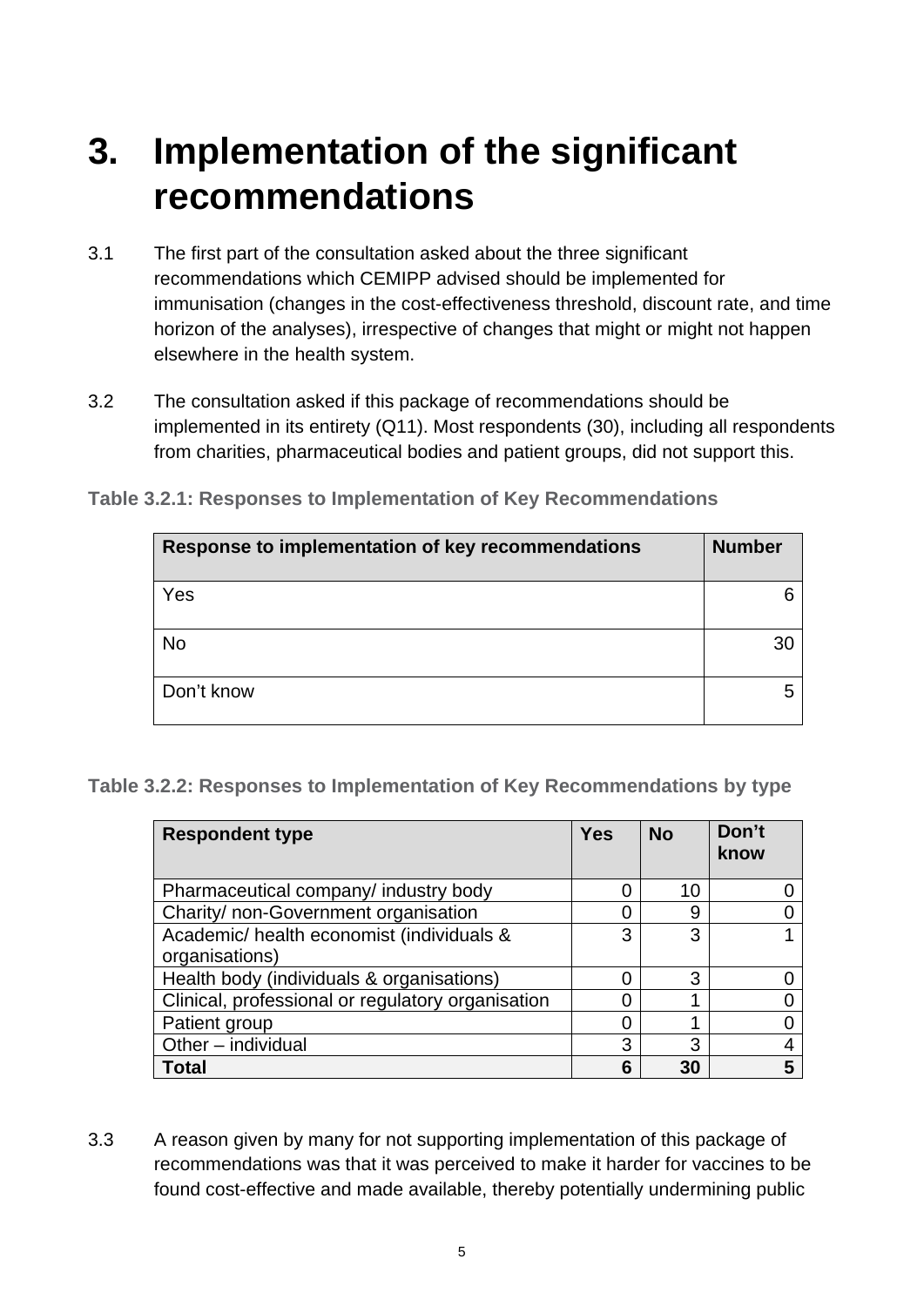# 3. Implementation of the significant recommendations

3.1 The first part of the consultation asked about the three significant recommendations which CEMIPP advised should be implemented for immunisation (changes in the cost-effectiveness threshold, discount rate, and time horizon of the analyses), irrespective of changes that might or might not happen elsewhere in the health system.

3.2 The consultation asked if this package of recommendations should be implemented in its entirety (Q11). Most respondents (30), including all respondents from charities, pharmaceutical bodies and patient groups, did not support this.

**Table 3.2.1: Responses to Implementation of Key Recommendations**

| Response to implementation of key recommendations | Number |
|---|---|
| Yes | 6 |
| No | 30 |
| Don't know | 5 |

**Table 3.2.2: Responses to Implementation of Key Recommendations by type**

| Respondent type | Yes | No | Don't know |
|---|---|---|---|
| Pharmaceutical company/ industry body | 0 | 10 | 0 |
| Charity/ non-Government organisation | 0 | 9 | 0 |
| Academic/ health economist (individuals & organisations) | 3 | 3 | 1 |
| Health body (individuals & organisations) | 0 | 3 | 0 |
| Clinical, professional or regulatory organisation | 0 | 1 | 0 |
| Patient group | 0 | 1 | 0 |
| Other – individual | 3 | 3 | 4 |
| **Total** | **6** | **30** | **5** |

3.3 A reason given by many for not supporting implementation of this package of recommendations was that it was perceived to make it harder for vaccines to be found cost-effective and made available, thereby potentially undermining public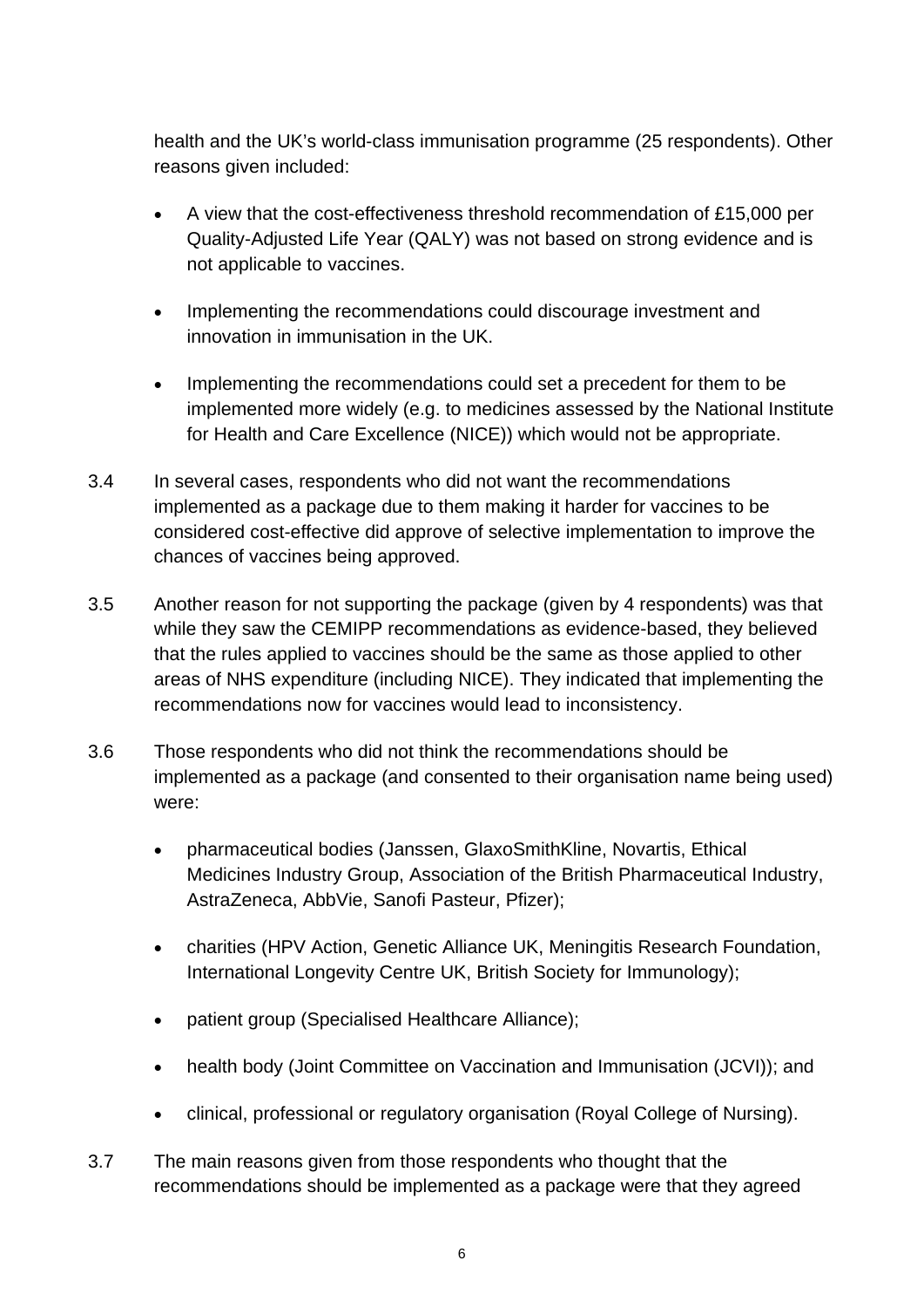health and the UK's world-class immunisation programme (25 respondents). Other reasons given included:

- A view that the cost-effectiveness threshold recommendation of £15,000 per Quality-Adjusted Life Year (QALY) was not based on strong evidence and is not applicable to vaccines.
- Implementing the recommendations could discourage investment and innovation in immunisation in the UK.
- Implementing the recommendations could set a precedent for them to be implemented more widely (e.g. to medicines assessed by the National Institute for Health and Care Excellence (NICE)) which would not be appropriate.

3.4 In several cases, respondents who did not want the recommendations implemented as a package due to them making it harder for vaccines to be considered cost-effective did approve of selective implementation to improve the chances of vaccines being approved.

3.5 Another reason for not supporting the package (given by 4 respondents) was that while they saw the CEMIPP recommendations as evidence-based, they believed that the rules applied to vaccines should be the same as those applied to other areas of NHS expenditure (including NICE). They indicated that implementing the recommendations now for vaccines would lead to inconsistency.

3.6 Those respondents who did not think the recommendations should be implemented as a package (and consented to their organisation name being used) were:

- pharmaceutical bodies (Janssen, GlaxoSmithKline, Novartis, Ethical Medicines Industry Group, Association of the British Pharmaceutical Industry, AstraZeneca, AbbVie, Sanofi Pasteur, Pfizer);
- charities (HPV Action, Genetic Alliance UK, Meningitis Research Foundation, International Longevity Centre UK, British Society for Immunology);
- patient group (Specialised Healthcare Alliance);
- health body (Joint Committee on Vaccination and Immunisation (JCVI)); and
- clinical, professional or regulatory organisation (Royal College of Nursing).

3.7 The main reasons given from those respondents who thought that the recommendations should be implemented as a package were that they agreed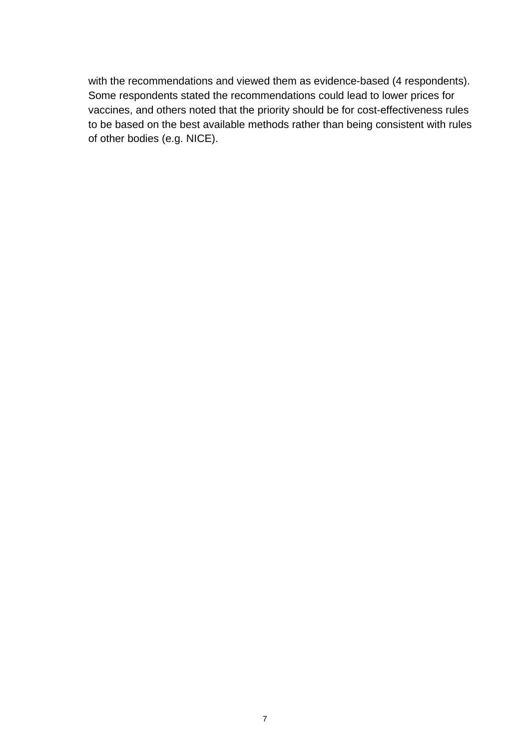with the recommendations and viewed them as evidence-based (4 respondents). Some respondents stated the recommendations could lead to lower prices for vaccines, and others noted that the priority should be for cost-effectiveness rules to be based on the best available methods rather than being consistent with rules of other bodies (e.g. NICE).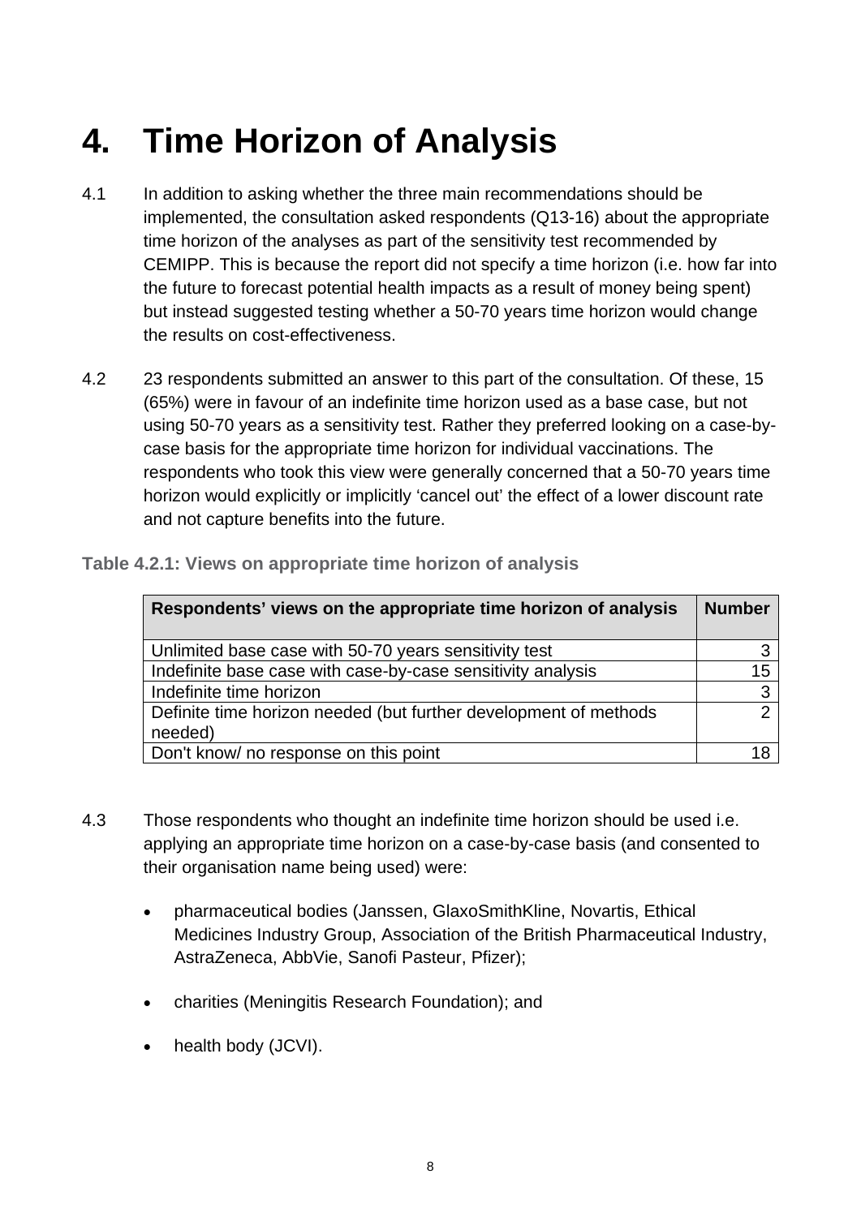# 4. Time Horizon of Analysis

4.1 In addition to asking whether the three main recommendations should be implemented, the consultation asked respondents (Q13-16) about the appropriate time horizon of the analyses as part of the sensitivity test recommended by CEMIPP. This is because the report did not specify a time horizon (i.e. how far into the future to forecast potential health impacts as a result of money being spent) but instead suggested testing whether a 50-70 years time horizon would change the results on cost-effectiveness.

4.2 23 respondents submitted an answer to this part of the consultation. Of these, 15 (65%) were in favour of an indefinite time horizon used as a base case, but not using 50-70 years as a sensitivity test. Rather they preferred looking on a case-by-case basis for the appropriate time horizon for individual vaccinations. The respondents who took this view were generally concerned that a 50-70 years time horizon would explicitly or implicitly 'cancel out' the effect of a lower discount rate and not capture benefits into the future.

**Table 4.2.1: Views on appropriate time horizon of analysis**

| Respondents' views on the appropriate time horizon of analysis | Number |
|---|---:|
| Unlimited base case with 50-70 years sensitivity test | 3 |
| Indefinite base case with case-by-case sensitivity analysis | 15 |
| Indefinite time horizon | 3 |
| Definite time horizon needed (but further development of methods needed) | 2 |
| Don't know/ no response on this point | 18 |

4.3 Those respondents who thought an indefinite time horizon should be used i.e. applying an appropriate time horizon on a case-by-case basis (and consented to their organisation name being used) were:

- pharmaceutical bodies (Janssen, GlaxoSmithKline, Novartis, Ethical Medicines Industry Group, Association of the British Pharmaceutical Industry, AstraZeneca, AbbVie, Sanofi Pasteur, Pfizer);
- charities (Meningitis Research Foundation); and
- health body (JCVI).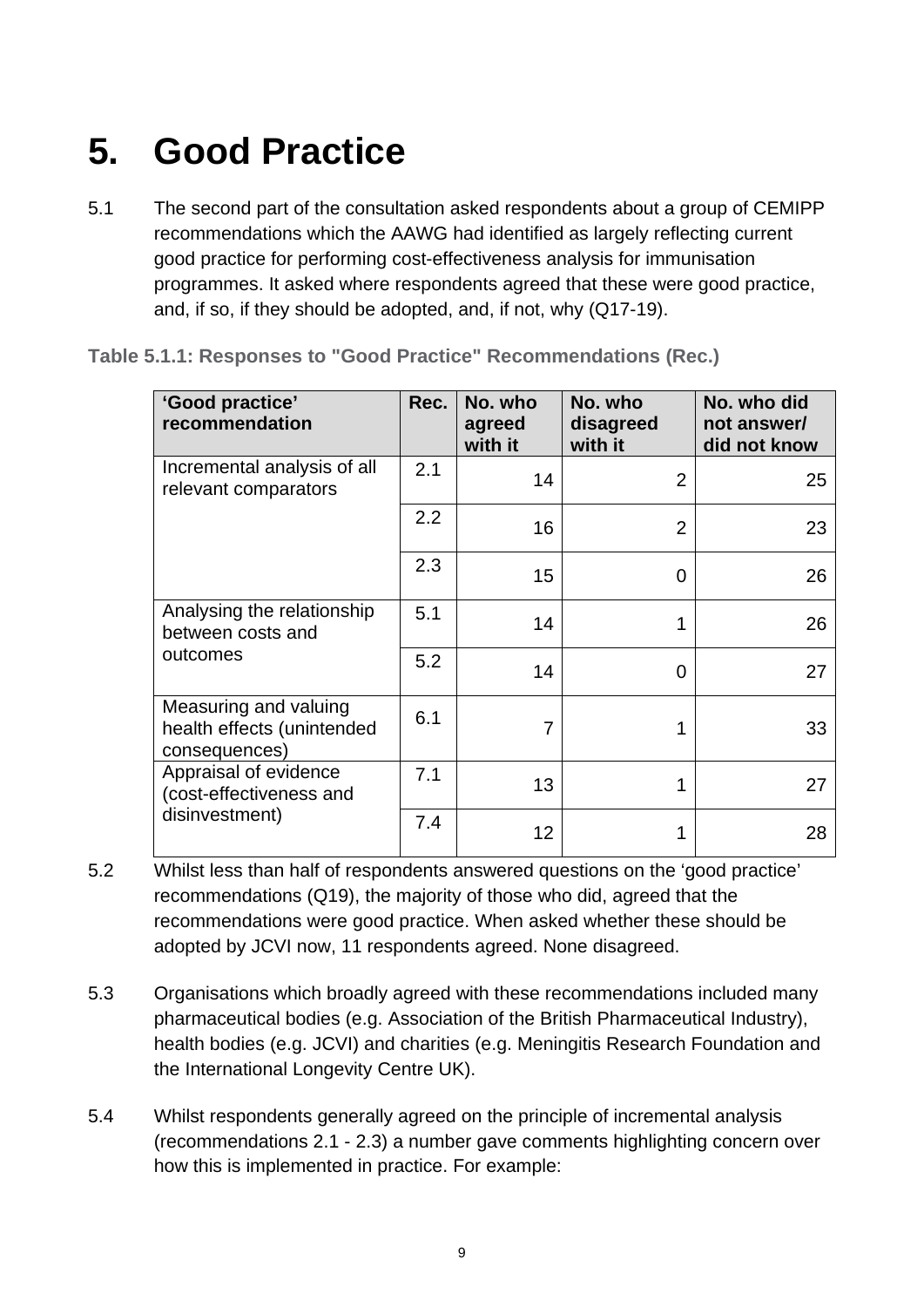# 5. Good Practice

5.1 The second part of the consultation asked respondents about a group of CEMIPP recommendations which the AAWG had identified as largely reflecting current good practice for performing cost-effectiveness analysis for immunisation programmes. It asked where respondents agreed that these were good practice, and, if so, if they should be adopted, and, if not, why (Q17-19).

**Table 5.1.1: Responses to "Good Practice" Recommendations (Rec.)**

| 'Good practice' recommendation | Rec. | No. who agreed with it | No. who disagreed with it | No. who did not answer/ did not know |
|---|---|---|---|---|
| Incremental analysis of all relevant comparators | 2.1 | 14 | 2 | 25 |
| | 2.2 | 16 | 2 | 23 |
| | 2.3 | 15 | 0 | 26 |
| Analysing the relationship between costs and outcomes | 5.1 | 14 | 1 | 26 |
| | 5.2 | 14 | 0 | 27 |
| Measuring and valuing health effects (unintended consequences) | 6.1 | 7 | 1 | 33 |
| Appraisal of evidence (cost-effectiveness and disinvestment) | 7.1 | 13 | 1 | 27 |
| | 7.4 | 12 | 1 | 28 |

5.2 Whilst less than half of respondents answered questions on the 'good practice' recommendations (Q19), the majority of those who did, agreed that the recommendations were good practice. When asked whether these should be adopted by JCVI now, 11 respondents agreed. None disagreed.

5.3 Organisations which broadly agreed with these recommendations included many pharmaceutical bodies (e.g. Association of the British Pharmaceutical Industry), health bodies (e.g. JCVI) and charities (e.g. Meningitis Research Foundation and the International Longevity Centre UK).

5.4 Whilst respondents generally agreed on the principle of incremental analysis (recommendations 2.1 - 2.3) a number gave comments highlighting concern over how this is implemented in practice. For example: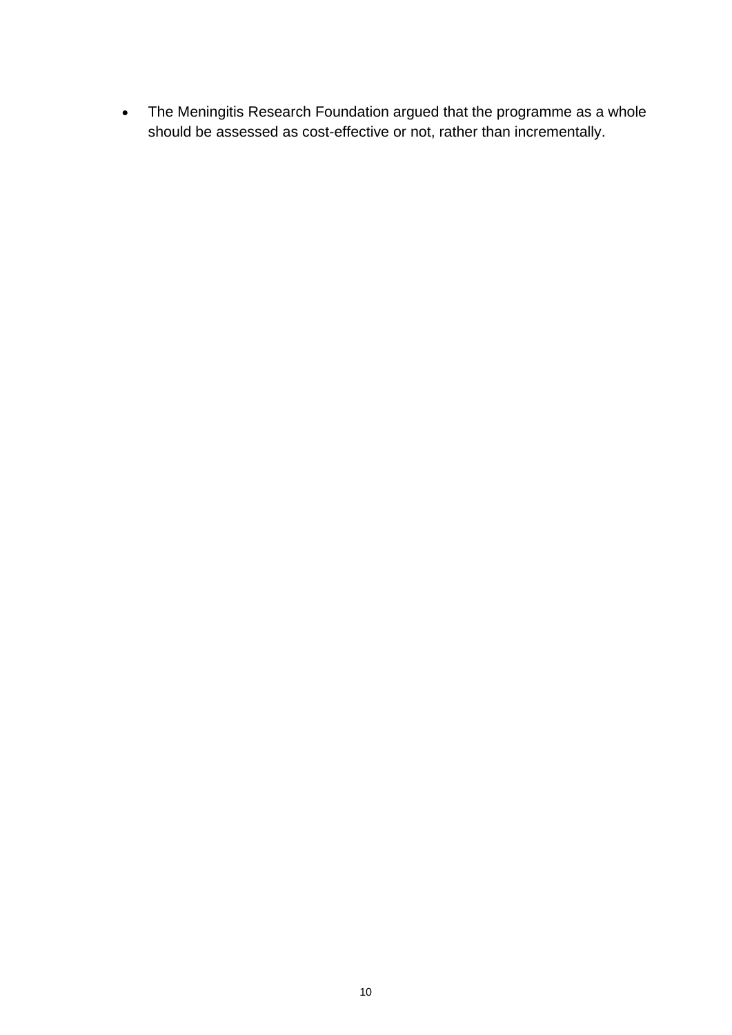- The Meningitis Research Foundation argued that the programme as a whole should be assessed as cost-effective or not, rather than incrementally.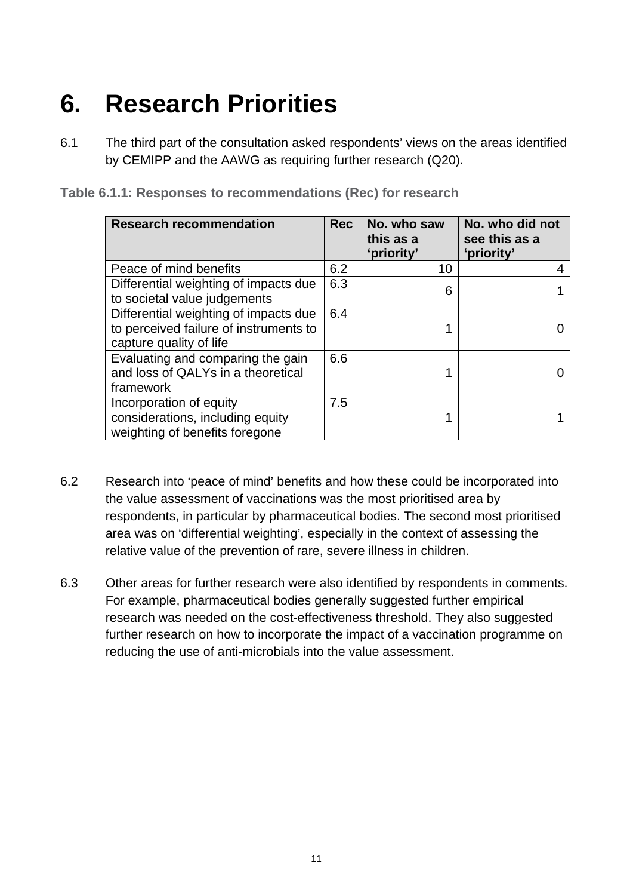# 6. Research Priorities

6.1 The third part of the consultation asked respondents' views on the areas identified by CEMIPP and the AAWG as requiring further research (Q20).

**Table 6.1.1: Responses to recommendations (Rec) for research**

| Research recommendation | Rec | No. who saw this as a 'priority' | No. who did not see this as a 'priority' |
|---|---|---|---|
| Peace of mind benefits | 6.2 | 10 | 4 |
| Differential weighting of impacts due to societal value judgements | 6.3 | 6 | 1 |
| Differential weighting of impacts due to perceived failure of instruments to capture quality of life | 6.4 | 1 | 0 |
| Evaluating and comparing the gain and loss of QALYs in a theoretical framework | 6.6 | 1 | 0 |
| Incorporation of equity considerations, including equity weighting of benefits foregone | 7.5 | 1 | 1 |

6.2 Research into 'peace of mind' benefits and how these could be incorporated into the value assessment of vaccinations was the most prioritised area by respondents, in particular by pharmaceutical bodies. The second most prioritised area was on 'differential weighting', especially in the context of assessing the relative value of the prevention of rare, severe illness in children.

6.3 Other areas for further research were also identified by respondents in comments. For example, pharmaceutical bodies generally suggested further empirical research was needed on the cost-effectiveness threshold. They also suggested further research on how to incorporate the impact of a vaccination programme on reducing the use of anti-microbials into the value assessment.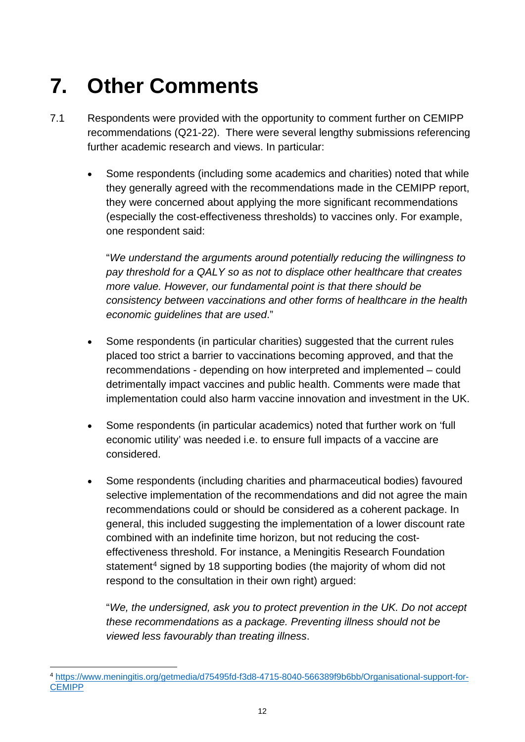# 7. Other Comments

7.1 Respondents were provided with the opportunity to comment further on CEMIPP recommendations (Q21-22). There were several lengthy submissions referencing further academic research and views. In particular:

- Some respondents (including some academics and charities) noted that while they generally agreed with the recommendations made in the CEMIPP report, they were concerned about applying the more significant recommendations (especially the cost-effectiveness thresholds) to vaccines only. For example, one respondent said:

  "*We understand the arguments around potentially reducing the willingness to pay threshold for a QALY so as not to displace other healthcare that creates more value. However, our fundamental point is that there should be consistency between vaccinations and other forms of healthcare in the health economic guidelines that are used*."

- Some respondents (in particular charities) suggested that the current rules placed too strict a barrier to vaccinations becoming approved, and that the recommendations - depending on how interpreted and implemented – could detrimentally impact vaccines and public health. Comments were made that implementation could also harm vaccine innovation and investment in the UK.

- Some respondents (in particular academics) noted that further work on 'full economic utility' was needed i.e. to ensure full impacts of a vaccine are considered.

- Some respondents (including charities and pharmaceutical bodies) favoured selective implementation of the recommendations and did not agree the main recommendations could or should be considered as a coherent package. In general, this included suggesting the implementation of a lower discount rate combined with an indefinite time horizon, but not reducing the cost-effectiveness threshold. For instance, a Meningitis Research Foundation statement[4] signed by 18 supporting bodies (the majority of whom did not respond to the consultation in their own right) argued:

  "*We, the undersigned, ask you to protect prevention in the UK. Do not accept these recommendations as a package. Preventing illness should not be viewed less favourably than treating illness*.

[4] https://www.meningitis.org/getmedia/d75495fd-f3d8-4715-8040-566389f9b6bb/Organisational-support-for-CEMIPP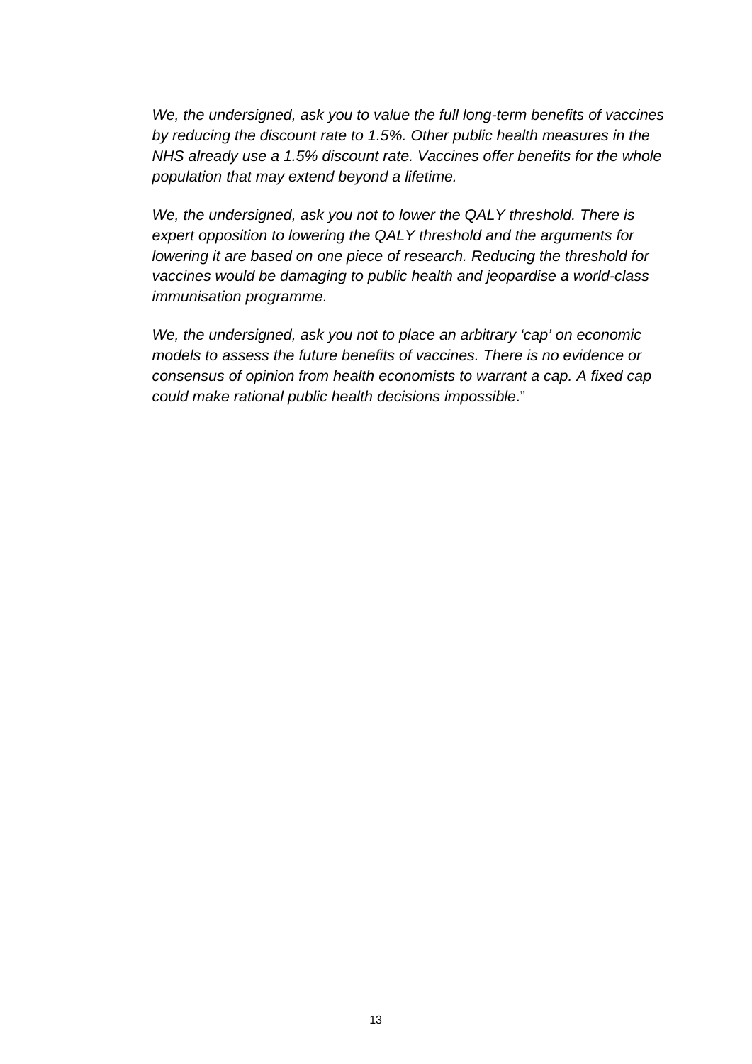*We, the undersigned, ask you to value the full long-term benefits of vaccines by reducing the discount rate to 1.5%. Other public health measures in the NHS already use a 1.5% discount rate. Vaccines offer benefits for the whole population that may extend beyond a lifetime.*

*We, the undersigned, ask you not to lower the QALY threshold. There is expert opposition to lowering the QALY threshold and the arguments for lowering it are based on one piece of research. Reducing the threshold for vaccines would be damaging to public health and jeopardise a world-class immunisation programme.*

*We, the undersigned, ask you not to place an arbitrary 'cap' on economic models to assess the future benefits of vaccines. There is no evidence or consensus of opinion from health economists to warrant a cap. A fixed cap could make rational public health decisions impossible*."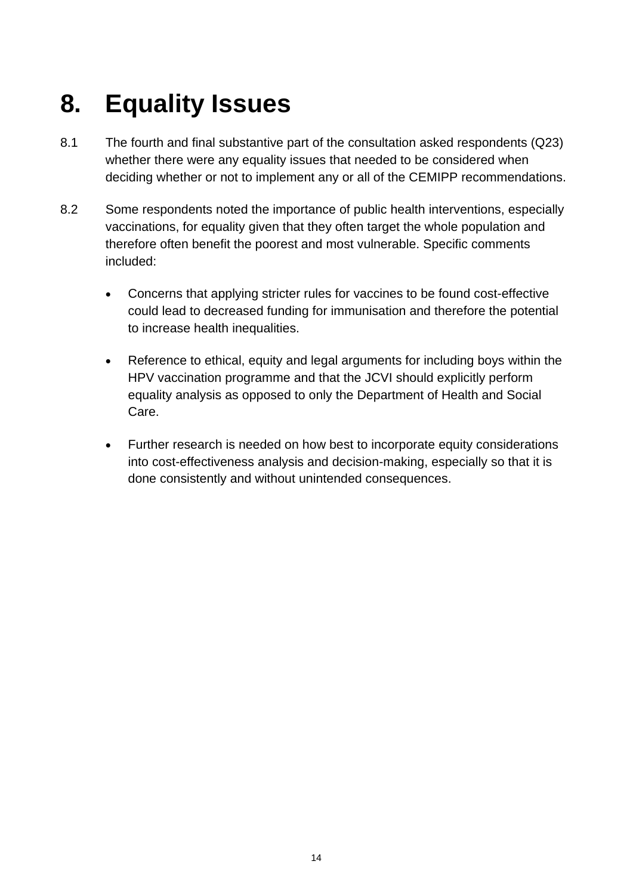# 8. Equality Issues

8.1 The fourth and final substantive part of the consultation asked respondents (Q23) whether there were any equality issues that needed to be considered when deciding whether or not to implement any or all of the CEMIPP recommendations.

8.2 Some respondents noted the importance of public health interventions, especially vaccinations, for equality given that they often target the whole population and therefore often benefit the poorest and most vulnerable. Specific comments included:

- Concerns that applying stricter rules for vaccines to be found cost-effective could lead to decreased funding for immunisation and therefore the potential to increase health inequalities.
- Reference to ethical, equity and legal arguments for including boys within the HPV vaccination programme and that the JCVI should explicitly perform equality analysis as opposed to only the Department of Health and Social Care.
- Further research is needed on how best to incorporate equity considerations into cost-effectiveness analysis and decision-making, especially so that it is done consistently and without unintended consequences.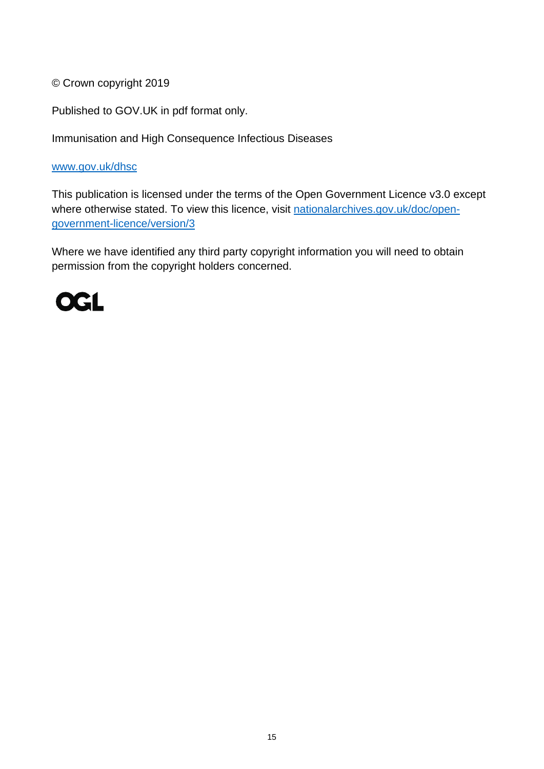© Crown copyright 2019

Published to GOV.UK in pdf format only.

Immunisation and High Consequence Infectious Diseases

[www.gov.uk/dhsc](http://www.gov.uk/dhsc)

This publication is licensed under the terms of the Open Government Licence v3.0 except where otherwise stated. To view this licence, visit [nationalarchives.gov.uk/doc/open-government-licence/version/3](http://nationalarchives.gov.uk/doc/open-government-licence/version/3)

Where we have identified any third party copyright information you will need to obtain permission from the copyright holders concerned.

OGL